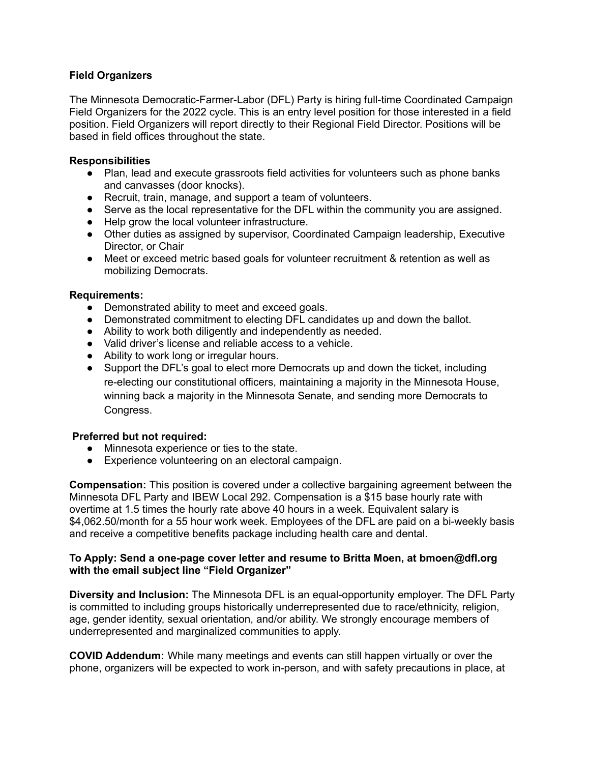**Field Organizers**

The Minnesota Democratic-Farmer-Labor (DFL) Party is hiring full-time Coordinated Campaign Field Organizers for the 2022 cycle. This is an entry level position for those interested in a field position. Field Organizers will report directly to their Regional Field Director. Positions will be based in field offices throughout the state.

**Responsibilities**

- Plan, lead and execute grassroots field activities for volunteers such as phone banks and canvasses (door knocks).
- Recruit, train, manage, and support a team of volunteers.
- Serve as the local representative for the DFL within the community you are assigned.
- Help grow the local volunteer infrastructure.
- Other duties as assigned by supervisor, Coordinated Campaign leadership, Executive Director, or Chair
- Meet or exceed metric based goals for volunteer recruitment & retention as well as mobilizing Democrats.

**Requirements:**

- Demonstrated ability to meet and exceed goals.
- Demonstrated commitment to electing DFL candidates up and down the ballot.
- Ability to work both diligently and independently as needed.
- Valid driver's license and reliable access to a vehicle.
- Ability to work long or irregular hours.
- Support the DFL's goal to elect more Democrats up and down the ticket, including re-electing our constitutional officers, maintaining a majority in the Minnesota House, winning back a majority in the Minnesota Senate, and sending more Democrats to Congress.

**Preferred but not required:**

- Minnesota experience or ties to the state.
- Experience volunteering on an electoral campaign.

**Compensation:** This position is covered under a collective bargaining agreement between the Minnesota DFL Party and IBEW Local 292. Compensation is a $15 base hourly rate with overtime at 1.5 times the hourly rate above 40 hours in a week. Equivalent salary is $4,062.50/month for a 55 hour work week. Employees of the DFL are paid on a bi-weekly basis and receive a competitive benefits package including health care and dental.

**To Apply: Send a one-page cover letter and resume to Britta Moen, at bmoen@dfl.org with the email subject line "Field Organizer"**

**Diversity and Inclusion:** The Minnesota DFL is an equal-opportunity employer. The DFL Party is committed to including groups historically underrepresented due to race/ethnicity, religion, age, gender identity, sexual orientation, and/or ability. We strongly encourage members of underrepresented and marginalized communities to apply.

**COVID Addendum:** While many meetings and events can still happen virtually or over the phone, organizers will be expected to work in-person, and with safety precautions in place, at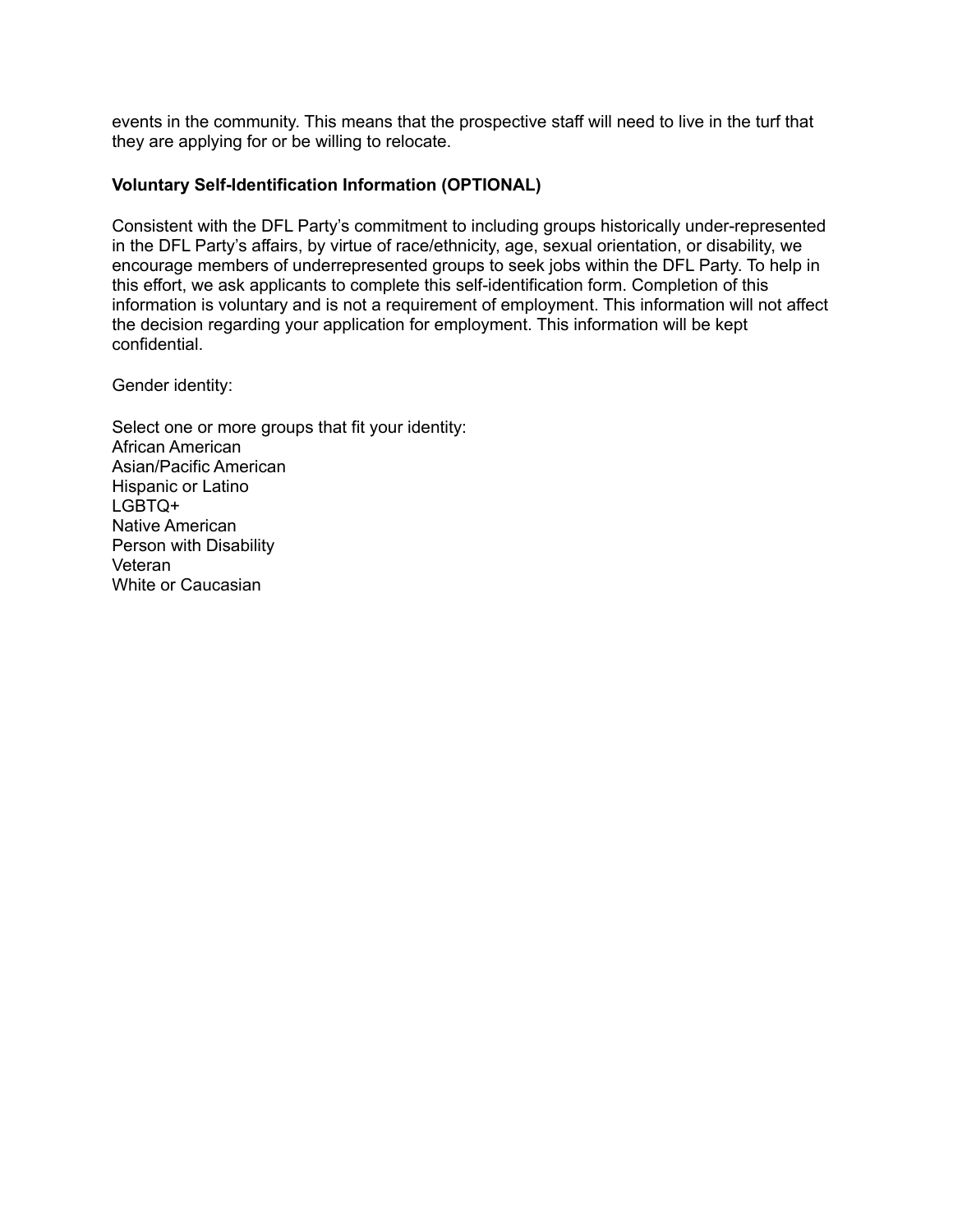events in the community. This means that the prospective staff will need to live in the turf that they are applying for or be willing to relocate.

**Voluntary Self-Identification Information (OPTIONAL)**

Consistent with the DFL Party's commitment to including groups historically under-represented in the DFL Party's affairs, by virtue of race/ethnicity, age, sexual orientation, or disability, we encourage members of underrepresented groups to seek jobs within the DFL Party. To help in this effort, we ask applicants to complete this self-identification form. Completion of this information is voluntary and is not a requirement of employment. This information will not affect the decision regarding your application for employment. This information will be kept confidential.

Gender identity:

Select one or more groups that fit your identity:
African American
Asian/Pacific American
Hispanic or Latino
LGBTQ+
Native American
Person with Disability
Veteran
White or Caucasian